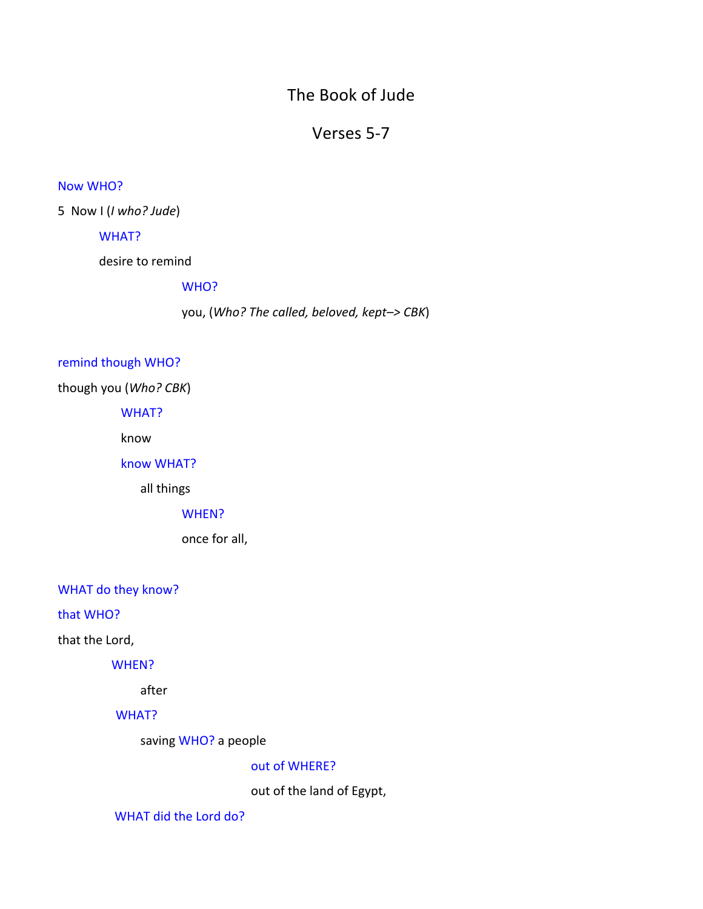# The Book of Jude

## Verses 5-7

Now WHO?

5 Now I (*I who? Jude*)

WHAT?

desire to remind

WHO?

you, (*Who? The called, beloved, kept–> CBK*)

remind though WHO?

though you (*Who? CBK*)

WHAT?

know

know WHAT?

all things

WHEN?

once for all,

WHAT do they know?

that WHO?

that the Lord,

WHEN?

after

WHAT?

saving WHO? a people

out of WHERE?

out of the land of Egypt,

WHAT did the Lord do?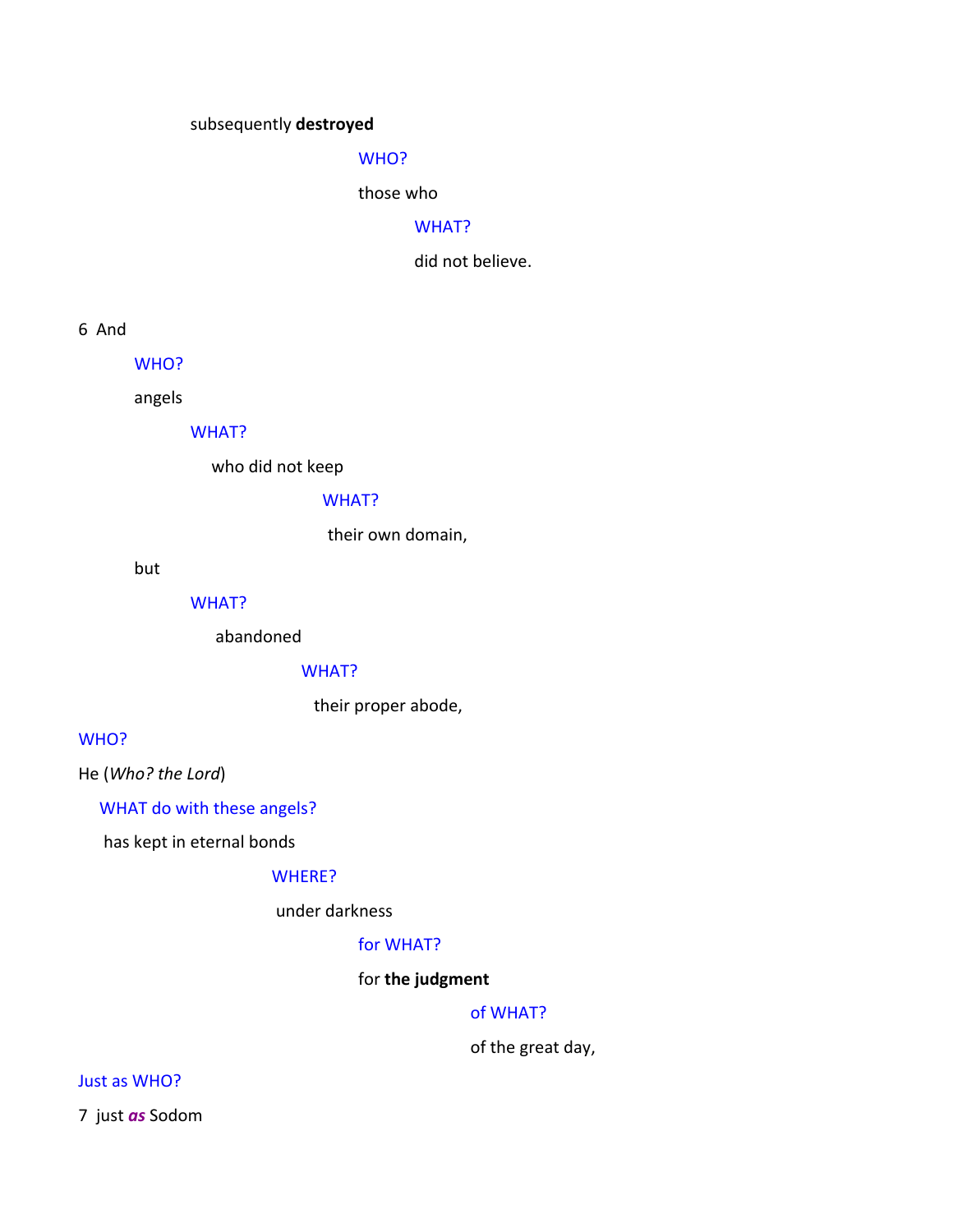subsequently **destroyed**

WHO?

those who

WHAT?

did not believe.

6 And

WHO?

angels

WHAT?

who did not keep

WHAT?

their own domain,

but

WHAT?

abandoned

WHAT?

their proper abode,

WHO?

He (*Who? the Lord*)

WHAT do with these angels?

has kept in eternal bonds

WHERE?

under darkness

for WHAT?

for **the judgment**

of WHAT?

of the great day,

Just as WHO?

7 just ***as*** Sodom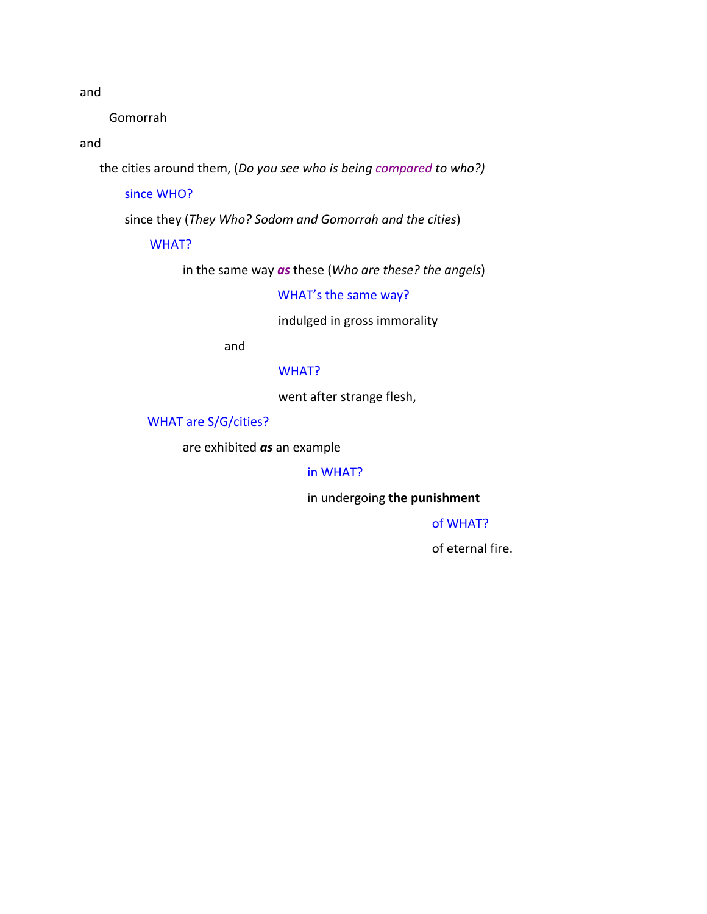and

Gomorrah

and

the cities around them, (*Do you see who is being compared to who?)*

since WHO?

since they (*They Who? Sodom and Gomorrah and the cities*)

WHAT?

in the same way ***as*** these (*Who are these? the angels*)

WHAT's the same way?

indulged in gross immorality

and

WHAT?

went after strange flesh,

WHAT are S/G/cities?

are exhibited ***as*** an example

in WHAT?

in undergoing **the punishment**

of WHAT?

of eternal fire.